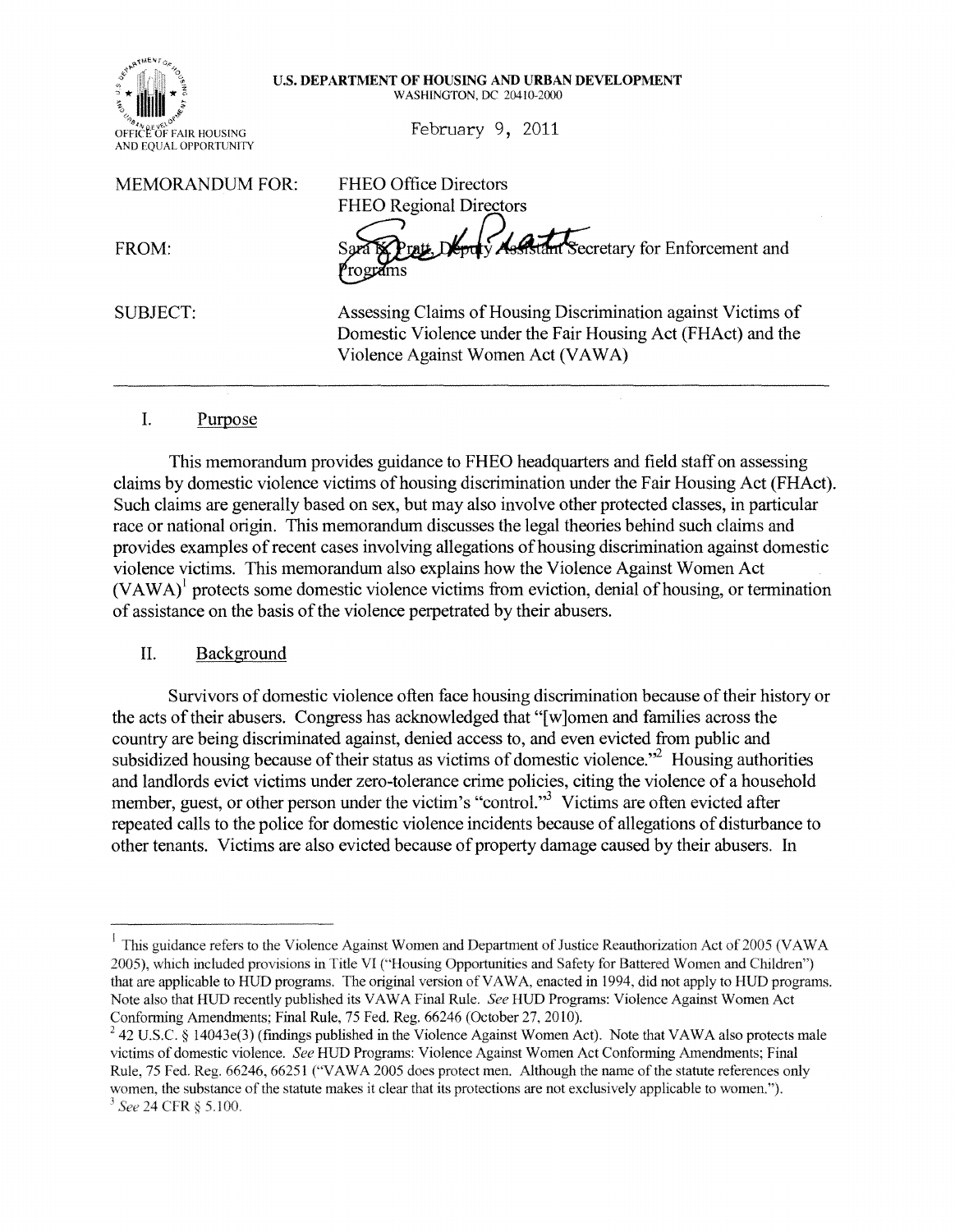OFFICE OF FAIR HOUSING AND EQUAL OPPORTUNITY

**U.S. DEPARTMENT OF HOUSING AND URBAN DEVELOPMENT**
WASHINGTON, DC 20410-2000

February 9, 2011

MEMORANDUM FOR: FHEO Office Directors
FHEO Regional Directors

FROM: Sara K. Pratt, Deputy Assistant Secretary for Enforcement and Programs

SUBJECT: Assessing Claims of Housing Discrimination against Victims of Domestic Violence under the Fair Housing Act (FHAct) and the Violence Against Women Act (VAWA)

---

## I. Purpose

This memorandum provides guidance to FHEO headquarters and field staff on assessing claims by domestic violence victims of housing discrimination under the Fair Housing Act (FHAct). Such claims are generally based on sex, but may also involve other protected classes, in particular race or national origin. This memorandum discusses the legal theories behind such claims and provides examples of recent cases involving allegations of housing discrimination against domestic violence victims. This memorandum also explains how the Violence Against Women Act (VAWA)[1] protects some domestic violence victims from eviction, denial of housing, or termination of assistance on the basis of the violence perpetrated by their abusers.

## II. Background

Survivors of domestic violence often face housing discrimination because of their history or the acts of their abusers. Congress has acknowledged that "[w]omen and families across the country are being discriminated against, denied access to, and even evicted from public and subsidized housing because of their status as victims of domestic violence."[2] Housing authorities and landlords evict victims under zero-tolerance crime policies, citing the violence of a household member, guest, or other person under the victim's "control."[3] Victims are often evicted after repeated calls to the police for domestic violence incidents because of allegations of disturbance to other tenants. Victims are also evicted because of property damage caused by their abusers. In

---

[1] This guidance refers to the Violence Against Women and Department of Justice Reauthorization Act of 2005 (VAWA 2005), which included provisions in Title VI ("Housing Opportunities and Safety for Battered Women and Children") that are applicable to HUD programs. The original version of VAWA, enacted in 1994, did not apply to HUD programs. Note also that HUD recently published its VAWA Final Rule. *See* HUD Programs: Violence Against Women Act Conforming Amendments; Final Rule, 75 Fed. Reg. 66246 (October 27, 2010).

[2] 42 U.S.C. § 14043e(3) (findings published in the Violence Against Women Act). Note that VAWA also protects male victims of domestic violence. *See* HUD Programs: Violence Against Women Act Conforming Amendments; Final Rule, 75 Fed. Reg. 66246, 66251 ("VAWA 2005 does protect men. Although the name of the statute references only women, the substance of the statute makes it clear that its protections are not exclusively applicable to women.").

[3] *See* 24 CFR § 5.100.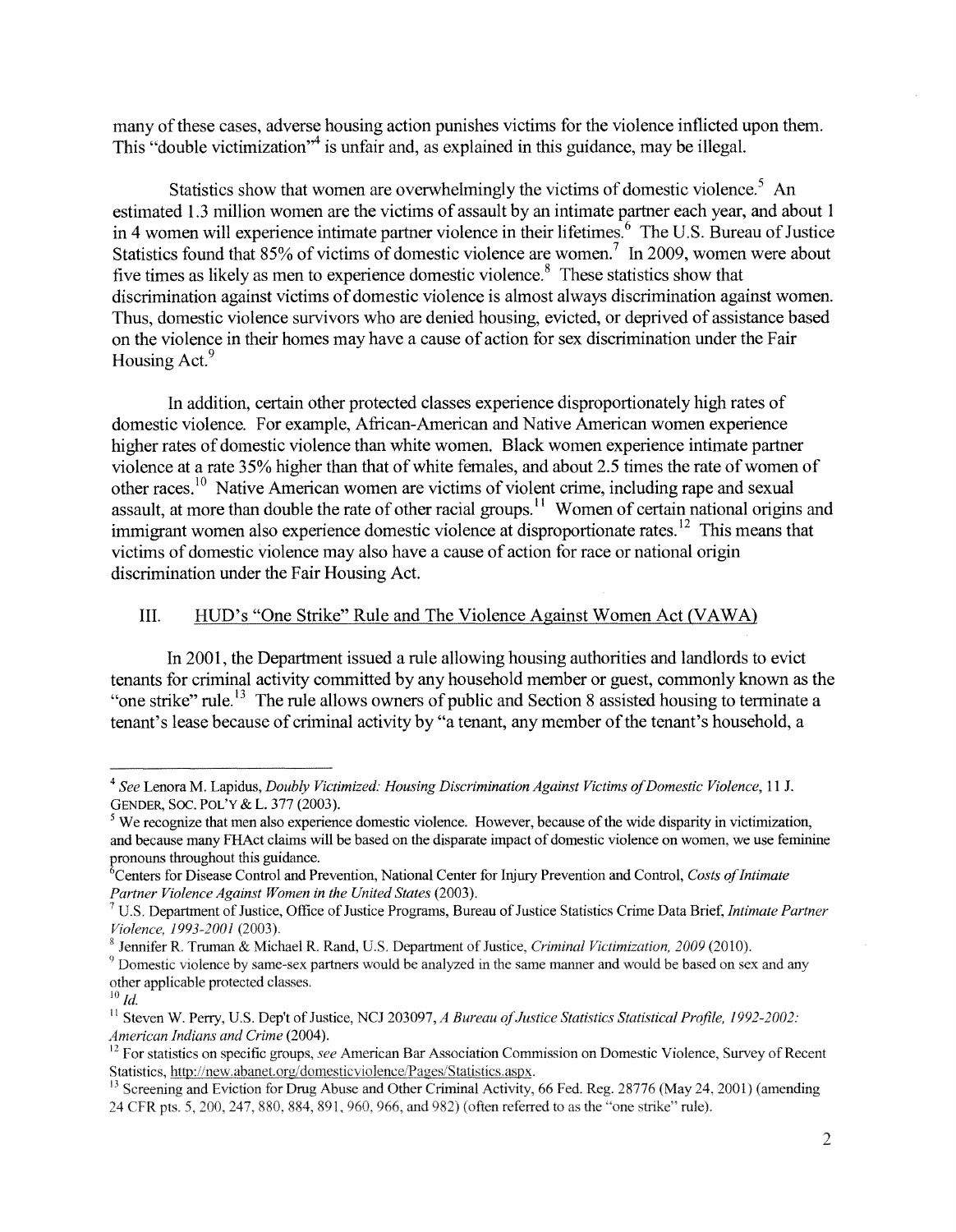many of these cases, adverse housing action punishes victims for the violence inflicted upon them. This "double victimization"[4] is unfair and, as explained in this guidance, may be illegal.

Statistics show that women are overwhelmingly the victims of domestic violence.[5] An estimated 1.3 million women are the victims of assault by an intimate partner each year, and about 1 in 4 women will experience intimate partner violence in their lifetimes.[6] The U.S. Bureau of Justice Statistics found that 85% of victims of domestic violence are women.[7] In 2009, women were about five times as likely as men to experience domestic violence.[8] These statistics show that discrimination against victims of domestic violence is almost always discrimination against women. Thus, domestic violence survivors who are denied housing, evicted, or deprived of assistance based on the violence in their homes may have a cause of action for sex discrimination under the Fair Housing Act.[9]

In addition, certain other protected classes experience disproportionately high rates of domestic violence. For example, African-American and Native American women experience higher rates of domestic violence than white women. Black women experience intimate partner violence at a rate 35% higher than that of white females, and about 2.5 times the rate of women of other races.[10] Native American women are victims of violent crime, including rape and sexual assault, at more than double the rate of other racial groups.[11] Women of certain national origins and immigrant women also experience domestic violence at disproportionate rates.[12] This means that victims of domestic violence may also have a cause of action for race or national origin discrimination under the Fair Housing Act.

## III. HUD's "One Strike" Rule and The Violence Against Women Act (VAWA)

In 2001, the Department issued a rule allowing housing authorities and landlords to evict tenants for criminal activity committed by any household member or guest, commonly known as the "one strike" rule.[13] The rule allows owners of public and Section 8 assisted housing to terminate a tenant's lease because of criminal activity by "a tenant, any member of the tenant's household, a

---

[4] *See* Lenora M. Lapidus, *Doubly Victimized: Housing Discrimination Against Victims of Domestic Violence*, 11 J. GENDER, SOC. POL'Y & L. 377 (2003).

[5] We recognize that men also experience domestic violence. However, because of the wide disparity in victimization, and because many FHAct claims will be based on the disparate impact of domestic violence on women, we use feminine pronouns throughout this guidance.

[6] Centers for Disease Control and Prevention, National Center for Injury Prevention and Control, *Costs of Intimate Partner Violence Against Women in the United States* (2003).

[7] U.S. Department of Justice, Office of Justice Programs, Bureau of Justice Statistics Crime Data Brief, *Intimate Partner Violence, 1993-2001* (2003).

[8] Jennifer R. Truman & Michael R. Rand, U.S. Department of Justice, *Criminal Victimization, 2009* (2010).

[9] Domestic violence by same-sex partners would be analyzed in the same manner and would be based on sex and any other applicable protected classes.

[10] *Id.*

[11] Steven W. Perry, U.S. Dep't of Justice, NCJ 203097, *A Bureau of Justice Statistics Statistical Profile, 1992-2002: American Indians and Crime* (2004).

[12] For statistics on specific groups, *see* American Bar Association Commission on Domestic Violence, Survey of Recent Statistics, http://new.abanet.org/domesticviolence/Pages/Statistics.aspx.

[13] Screening and Eviction for Drug Abuse and Other Criminal Activity, 66 Fed. Reg. 28776 (May 24, 2001) (amending 24 CFR pts. 5, 200, 247, 880, 884, 891, 960, 966, and 982) (often referred to as the "one strike" rule).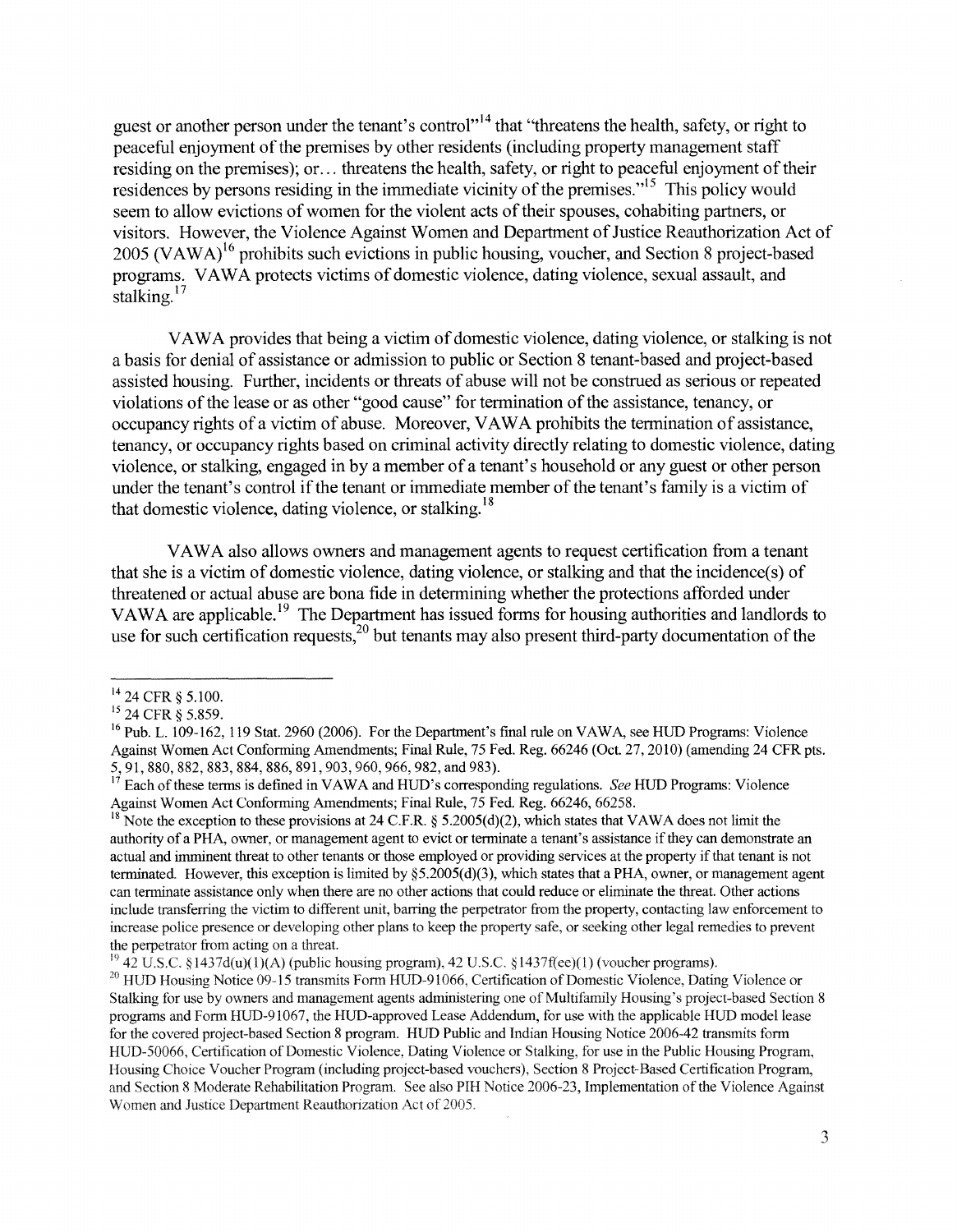guest or another person under the tenant's control"[14] that "threatens the health, safety, or right to peaceful enjoyment of the premises by other residents (including property management staff residing on the premises); or… threatens the health, safety, or right to peaceful enjoyment of their residences by persons residing in the immediate vicinity of the premises."[15] This policy would seem to allow evictions of women for the violent acts of their spouses, cohabiting partners, or visitors. However, the Violence Against Women and Department of Justice Reauthorization Act of 2005 (VAWA)[16] prohibits such evictions in public housing, voucher, and Section 8 project-based programs. VAWA protects victims of domestic violence, dating violence, sexual assault, and stalking.[17]

VAWA provides that being a victim of domestic violence, dating violence, or stalking is not a basis for denial of assistance or admission to public or Section 8 tenant-based and project-based assisted housing. Further, incidents or threats of abuse will not be construed as serious or repeated violations of the lease or as other "good cause" for termination of the assistance, tenancy, or occupancy rights of a victim of abuse. Moreover, VAWA prohibits the termination of assistance, tenancy, or occupancy rights based on criminal activity directly relating to domestic violence, dating violence, or stalking, engaged in by a member of a tenant's household or any guest or other person under the tenant's control if the tenant or immediate member of the tenant's family is a victim of that domestic violence, dating violence, or stalking.[18]

VAWA also allows owners and management agents to request certification from a tenant that she is a victim of domestic violence, dating violence, or stalking and that the incidence(s) of threatened or actual abuse are bona fide in determining whether the protections afforded under VAWA are applicable.[19] The Department has issued forms for housing authorities and landlords to use for such certification requests,[20] but tenants may also present third-party documentation of the

---

[14] 24 CFR § 5.100.

[15] 24 CFR § 5.859.

[16] Pub. L. 109-162, 119 Stat. 2960 (2006). For the Department's final rule on VAWA, see HUD Programs: Violence Against Women Act Conforming Amendments; Final Rule, 75 Fed. Reg. 66246 (Oct. 27, 2010) (amending 24 CFR pts. 5, 91, 880, 882, 883, 884, 886, 891, 903, 960, 966, 982, and 983).

[17] Each of these terms is defined in VAWA and HUD's corresponding regulations. *See* HUD Programs: Violence Against Women Act Conforming Amendments; Final Rule, 75 Fed. Reg. 66246, 66258.

[18] Note the exception to these provisions at 24 C.F.R. § 5.2005(d)(2), which states that VAWA does not limit the authority of a PHA, owner, or management agent to evict or terminate a tenant's assistance if they can demonstrate an actual and imminent threat to other tenants or those employed or providing services at the property if that tenant is not terminated. However, this exception is limited by §5.2005(d)(3), which states that a PHA, owner, or management agent can terminate assistance only when there are no other actions that could reduce or eliminate the threat. Other actions include transferring the victim to different unit, barring the perpetrator from the property, contacting law enforcement to increase police presence or developing other plans to keep the property safe, or seeking other legal remedies to prevent the perpetrator from acting on a threat.

[19] 42 U.S.C. §1437d(u)(1)(A) (public housing program), 42 U.S.C. §1437f(ee)(1) (voucher programs).

[20] HUD Housing Notice 09-15 transmits Form HUD-91066, Certification of Domestic Violence, Dating Violence or Stalking for use by owners and management agents administering one of Multifamily Housing's project-based Section 8 programs and Form HUD-91067, the HUD-approved Lease Addendum, for use with the applicable HUD model lease for the covered project-based Section 8 program. HUD Public and Indian Housing Notice 2006-42 transmits form HUD-50066, Certification of Domestic Violence, Dating Violence or Stalking, for use in the Public Housing Program, Housing Choice Voucher Program (including project-based vouchers), Section 8 Project-Based Certification Program, and Section 8 Moderate Rehabilitation Program. See also PIH Notice 2006-23, Implementation of the Violence Against Women and Justice Department Reauthorization Act of 2005.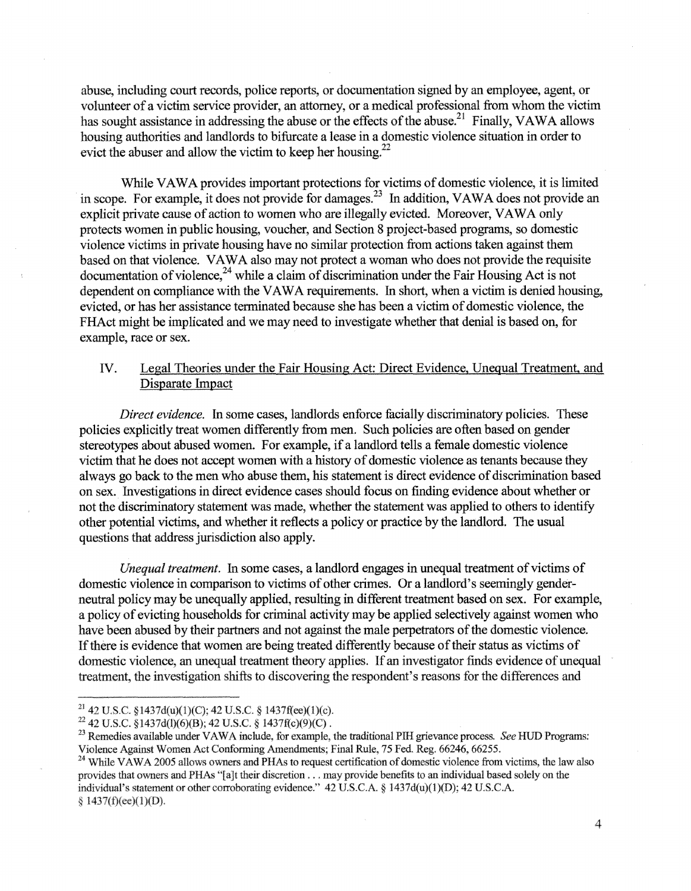abuse, including court records, police reports, or documentation signed by an employee, agent, or volunteer of a victim service provider, an attorney, or a medical professional from whom the victim has sought assistance in addressing the abuse or the effects of the abuse.[21] Finally, VAWA allows housing authorities and landlords to bifurcate a lease in a domestic violence situation in order to evict the abuser and allow the victim to keep her housing.[22]

While VAWA provides important protections for victims of domestic violence, it is limited in scope. For example, it does not provide for damages.[23] In addition, VAWA does not provide an explicit private cause of action to women who are illegally evicted. Moreover, VAWA only protects women in public housing, voucher, and Section 8 project-based programs, so domestic violence victims in private housing have no similar protection from actions taken against them based on that violence. VAWA also may not protect a woman who does not provide the requisite documentation of violence,[24] while a claim of discrimination under the Fair Housing Act is not dependent on compliance with the VAWA requirements. In short, when a victim is denied housing, evicted, or has her assistance terminated because she has been a victim of domestic violence, the FHAct might be implicated and we may need to investigate whether that denial is based on, for example, race or sex.

## IV. Legal Theories under the Fair Housing Act: Direct Evidence, Unequal Treatment, and Disparate Impact

*Direct evidence.* In some cases, landlords enforce facially discriminatory policies. These policies explicitly treat women differently from men. Such policies are often based on gender stereotypes about abused women. For example, if a landlord tells a female domestic violence victim that he does not accept women with a history of domestic violence as tenants because they always go back to the men who abuse them, his statement is direct evidence of discrimination based on sex. Investigations in direct evidence cases should focus on finding evidence about whether or not the discriminatory statement was made, whether the statement was applied to others to identify other potential victims, and whether it reflects a policy or practice by the landlord. The usual questions that address jurisdiction also apply.

*Unequal treatment.* In some cases, a landlord engages in unequal treatment of victims of domestic violence in comparison to victims of other crimes. Or a landlord's seemingly gender-neutral policy may be unequally applied, resulting in different treatment based on sex. For example, a policy of evicting households for criminal activity may be applied selectively against women who have been abused by their partners and not against the male perpetrators of the domestic violence. If there is evidence that women are being treated differently because of their status as victims of domestic violence, an unequal treatment theory applies. If an investigator finds evidence of unequal treatment, the investigation shifts to discovering the respondent's reasons for the differences and

---

[21] 42 U.S.C. §1437d(u)(1)(C); 42 U.S.C. § 1437f(ee)(1)(c).

[22] 42 U.S.C. §1437d(l)(6)(B); 42 U.S.C. § 1437f(c)(9)(C).

[23] Remedies available under VAWA include, for example, the traditional PIH grievance process. *See* HUD Programs: Violence Against Women Act Conforming Amendments; Final Rule, 75 Fed. Reg. 66246, 66255.

[24] While VAWA 2005 allows owners and PHAs to request certification of domestic violence from victims, the law also provides that owners and PHAs "[a]t their discretion . . . may provide benefits to an individual based solely on the individual's statement or other corroborating evidence." 42 U.S.C.A. § 1437d(u)(1)(D); 42 U.S.C.A. § 1437(f)(ee)(1)(D).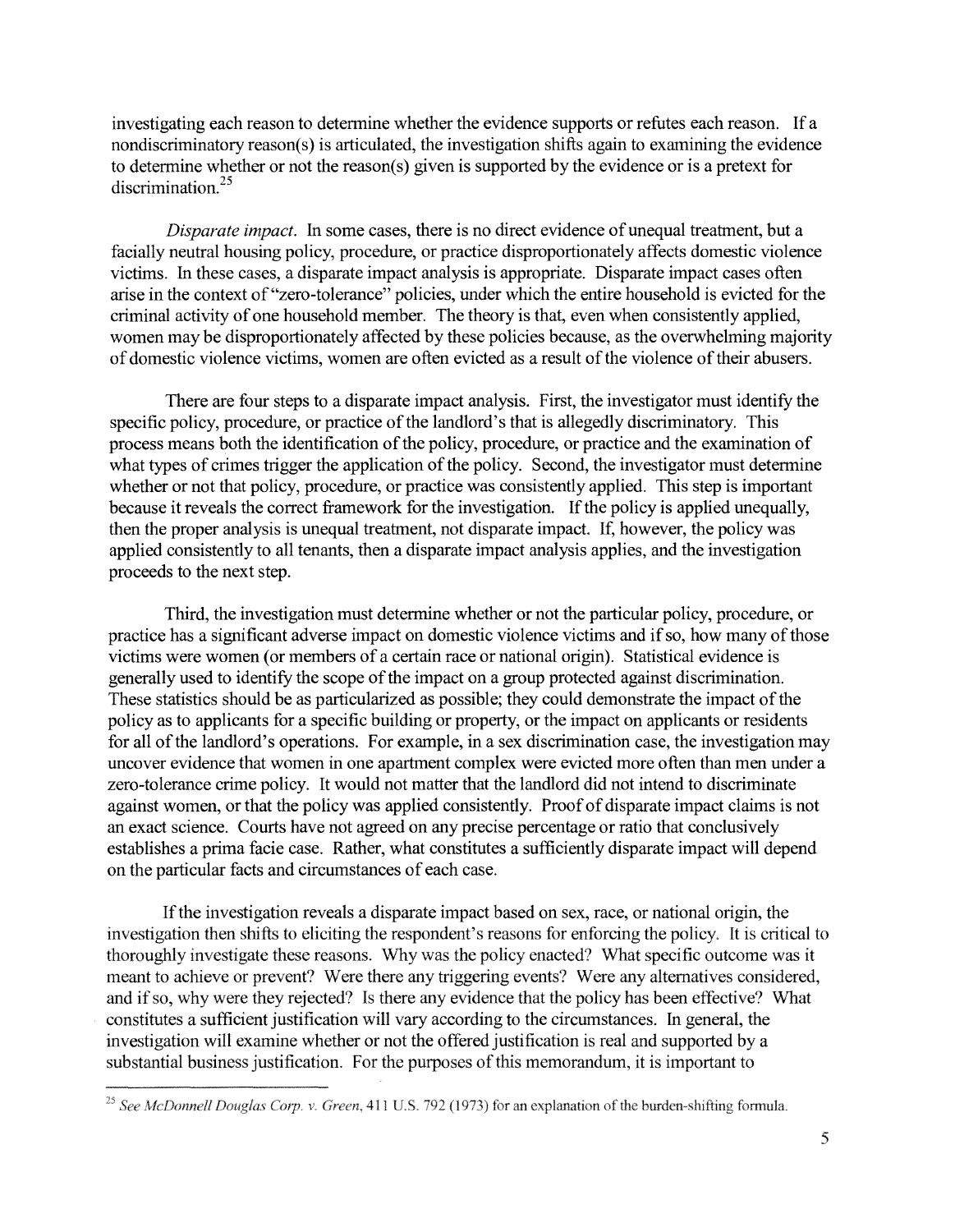investigating each reason to determine whether the evidence supports or refutes each reason. If a nondiscriminatory reason(s) is articulated, the investigation shifts again to examining the evidence to determine whether or not the reason(s) given is supported by the evidence or is a pretext for discrimination.[25]

*Disparate impact.* In some cases, there is no direct evidence of unequal treatment, but a facially neutral housing policy, procedure, or practice disproportionately affects domestic violence victims. In these cases, a disparate impact analysis is appropriate. Disparate impact cases often arise in the context of "zero-tolerance" policies, under which the entire household is evicted for the criminal activity of one household member. The theory is that, even when consistently applied, women may be disproportionately affected by these policies because, as the overwhelming majority of domestic violence victims, women are often evicted as a result of the violence of their abusers.

There are four steps to a disparate impact analysis. First, the investigator must identify the specific policy, procedure, or practice of the landlord's that is allegedly discriminatory. This process means both the identification of the policy, procedure, or practice and the examination of what types of crimes trigger the application of the policy. Second, the investigator must determine whether or not that policy, procedure, or practice was consistently applied. This step is important because it reveals the correct framework for the investigation. If the policy is applied unequally, then the proper analysis is unequal treatment, not disparate impact. If, however, the policy was applied consistently to all tenants, then a disparate impact analysis applies, and the investigation proceeds to the next step.

Third, the investigation must determine whether or not the particular policy, procedure, or practice has a significant adverse impact on domestic violence victims and if so, how many of those victims were women (or members of a certain race or national origin). Statistical evidence is generally used to identify the scope of the impact on a group protected against discrimination. These statistics should be as particularized as possible; they could demonstrate the impact of the policy as to applicants for a specific building or property, or the impact on applicants or residents for all of the landlord's operations. For example, in a sex discrimination case, the investigation may uncover evidence that women in one apartment complex were evicted more often than men under a zero-tolerance crime policy. It would not matter that the landlord did not intend to discriminate against women, or that the policy was applied consistently. Proof of disparate impact claims is not an exact science. Courts have not agreed on any precise percentage or ratio that conclusively establishes a prima facie case. Rather, what constitutes a sufficiently disparate impact will depend on the particular facts and circumstances of each case.

If the investigation reveals a disparate impact based on sex, race, or national origin, the investigation then shifts to eliciting the respondent's reasons for enforcing the policy. It is critical to thoroughly investigate these reasons. Why was the policy enacted? What specific outcome was it meant to achieve or prevent? Were there any triggering events? Were any alternatives considered, and if so, why were they rejected? Is there any evidence that the policy has been effective? What constitutes a sufficient justification will vary according to the circumstances. In general, the investigation will examine whether or not the offered justification is real and supported by a substantial business justification. For the purposes of this memorandum, it is important to

---

[25] *See McDonnell Douglas Corp. v. Green*, 411 U.S. 792 (1973) for an explanation of the burden-shifting formula.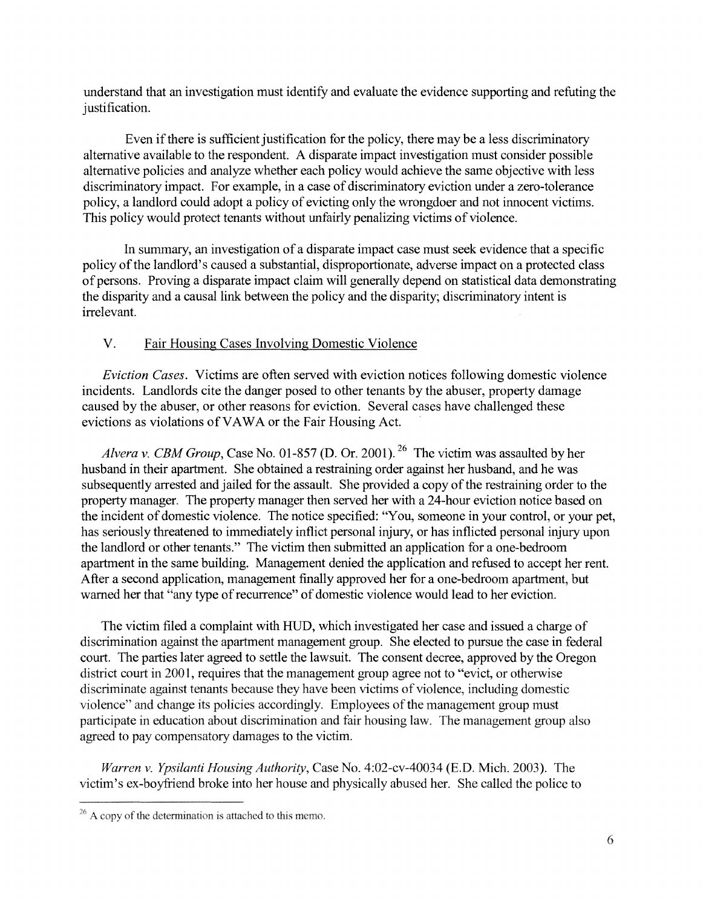understand that an investigation must identify and evaluate the evidence supporting and refuting the justification.

Even if there is sufficient justification for the policy, there may be a less discriminatory alternative available to the respondent. A disparate impact investigation must consider possible alternative policies and analyze whether each policy would achieve the same objective with less discriminatory impact. For example, in a case of discriminatory eviction under a zero-tolerance policy, a landlord could adopt a policy of evicting only the wrongdoer and not innocent victims. This policy would protect tenants without unfairly penalizing victims of violence.

In summary, an investigation of a disparate impact case must seek evidence that a specific policy of the landlord's caused a substantial, disproportionate, adverse impact on a protected class of persons. Proving a disparate impact claim will generally depend on statistical data demonstrating the disparity and a causal link between the policy and the disparity; discriminatory intent is irrelevant.

## V. Fair Housing Cases Involving Domestic Violence

*Eviction Cases*. Victims are often served with eviction notices following domestic violence incidents. Landlords cite the danger posed to other tenants by the abuser, property damage caused by the abuser, or other reasons for eviction. Several cases have challenged these evictions as violations of VAWA or the Fair Housing Act.

*Alvera v. CBM Group*, Case No. 01-857 (D. Or. 2001).[26] The victim was assaulted by her husband in their apartment. She obtained a restraining order against her husband, and he was subsequently arrested and jailed for the assault. She provided a copy of the restraining order to the property manager. The property manager then served her with a 24-hour eviction notice based on the incident of domestic violence. The notice specified: "You, someone in your control, or your pet, has seriously threatened to immediately inflict personal injury, or has inflicted personal injury upon the landlord or other tenants." The victim then submitted an application for a one-bedroom apartment in the same building. Management denied the application and refused to accept her rent. After a second application, management finally approved her for a one-bedroom apartment, but warned her that "any type of recurrence" of domestic violence would lead to her eviction.

The victim filed a complaint with HUD, which investigated her case and issued a charge of discrimination against the apartment management group. She elected to pursue the case in federal court. The parties later agreed to settle the lawsuit. The consent decree, approved by the Oregon district court in 2001, requires that the management group agree not to "evict, or otherwise discriminate against tenants because they have been victims of violence, including domestic violence" and change its policies accordingly. Employees of the management group must participate in education about discrimination and fair housing law. The management group also agreed to pay compensatory damages to the victim.

*Warren v. Ypsilanti Housing Authority*, Case No. 4:02-cv-40034 (E.D. Mich. 2003). The victim's ex-boyfriend broke into her house and physically abused her. She called the police to

---

[26] A copy of the determination is attached to this memo.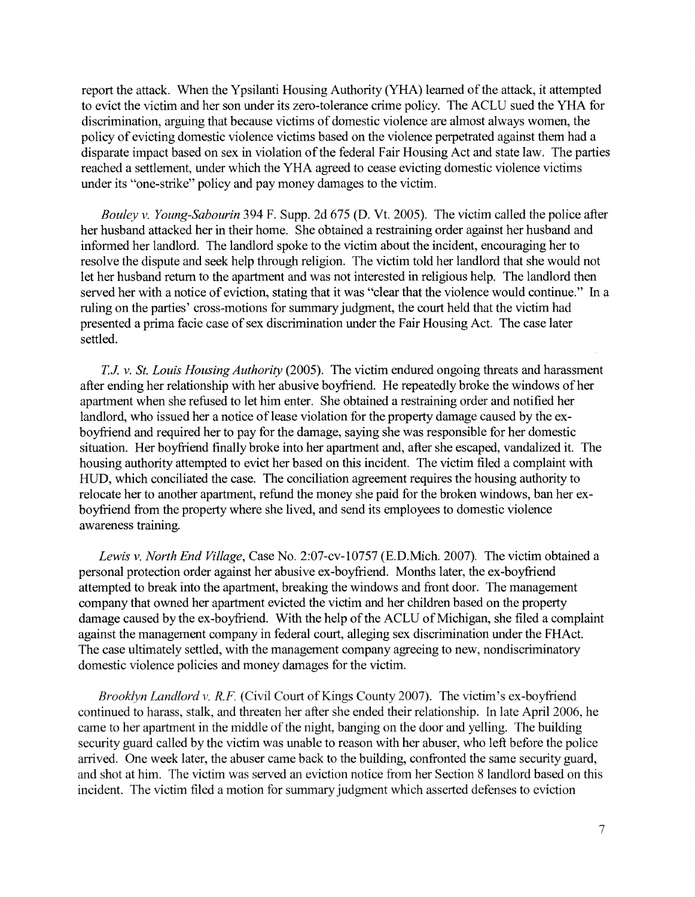report the attack. When the Ypsilanti Housing Authority (YHA) learned of the attack, it attempted to evict the victim and her son under its zero-tolerance crime policy. The ACLU sued the YHA for discrimination, arguing that because victims of domestic violence are almost always women, the policy of evicting domestic violence victims based on the violence perpetrated against them had a disparate impact based on sex in violation of the federal Fair Housing Act and state law. The parties reached a settlement, under which the YHA agreed to cease evicting domestic violence victims under its "one-strike" policy and pay money damages to the victim.

*Bouley v. Young-Sabourin* 394 F. Supp. 2d 675 (D. Vt. 2005). The victim called the police after her husband attacked her in their home. She obtained a restraining order against her husband and informed her landlord. The landlord spoke to the victim about the incident, encouraging her to resolve the dispute and seek help through religion. The victim told her landlord that she would not let her husband return to the apartment and was not interested in religious help. The landlord then served her with a notice of eviction, stating that it was "clear that the violence would continue." In a ruling on the parties' cross-motions for summary judgment, the court held that the victim had presented a prima facie case of sex discrimination under the Fair Housing Act. The case later settled.

*T.J. v. St. Louis Housing Authority* (2005). The victim endured ongoing threats and harassment after ending her relationship with her abusive boyfriend. He repeatedly broke the windows of her apartment when she refused to let him enter. She obtained a restraining order and notified her landlord, who issued her a notice of lease violation for the property damage caused by the ex-boyfriend and required her to pay for the damage, saying she was responsible for her domestic situation. Her boyfriend finally broke into her apartment and, after she escaped, vandalized it. The housing authority attempted to evict her based on this incident. The victim filed a complaint with HUD, which conciliated the case. The conciliation agreement requires the housing authority to relocate her to another apartment, refund the money she paid for the broken windows, ban her ex-boyfriend from the property where she lived, and send its employees to domestic violence awareness training.

*Lewis v. North End Village*, Case No. 2:07-cv-10757 (E.D.Mich. 2007). The victim obtained a personal protection order against her abusive ex-boyfriend. Months later, the ex-boyfriend attempted to break into the apartment, breaking the windows and front door. The management company that owned her apartment evicted the victim and her children based on the property damage caused by the ex-boyfriend. With the help of the ACLU of Michigan, she filed a complaint against the management company in federal court, alleging sex discrimination under the FHAct. The case ultimately settled, with the management company agreeing to new, nondiscriminatory domestic violence policies and money damages for the victim.

*Brooklyn Landlord v. R.F.* (Civil Court of Kings County 2007). The victim's ex-boyfriend continued to harass, stalk, and threaten her after she ended their relationship. In late April 2006, he came to her apartment in the middle of the night, banging on the door and yelling. The building security guard called by the victim was unable to reason with her abuser, who left before the police arrived. One week later, the abuser came back to the building, confronted the same security guard, and shot at him. The victim was served an eviction notice from her Section 8 landlord based on this incident. The victim filed a motion for summary judgment which asserted defenses to eviction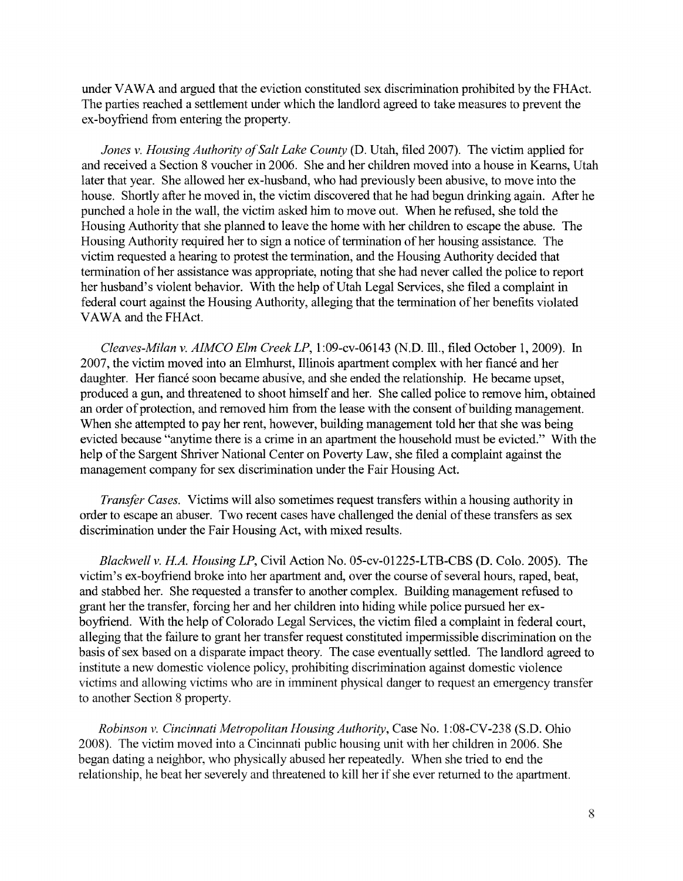under VAWA and argued that the eviction constituted sex discrimination prohibited by the FHAct. The parties reached a settlement under which the landlord agreed to take measures to prevent the ex-boyfriend from entering the property.

*Jones v. Housing Authority of Salt Lake County* (D. Utah, filed 2007). The victim applied for and received a Section 8 voucher in 2006. She and her children moved into a house in Kearns, Utah later that year. She allowed her ex-husband, who had previously been abusive, to move into the house. Shortly after he moved in, the victim discovered that he had begun drinking again. After he punched a hole in the wall, the victim asked him to move out. When he refused, she told the Housing Authority that she planned to leave the home with her children to escape the abuse. The Housing Authority required her to sign a notice of termination of her housing assistance. The victim requested a hearing to protest the termination, and the Housing Authority decided that termination of her assistance was appropriate, noting that she had never called the police to report her husband's violent behavior. With the help of Utah Legal Services, she filed a complaint in federal court against the Housing Authority, alleging that the termination of her benefits violated VAWA and the FHAct.

*Cleaves-Milan v. AIMCO Elm Creek LP*, 1:09-cv-06143 (N.D. Ill., filed October 1, 2009). In 2007, the victim moved into an Elmhurst, Illinois apartment complex with her fiancé and her daughter. Her fiancé soon became abusive, and she ended the relationship. He became upset, produced a gun, and threatened to shoot himself and her. She called police to remove him, obtained an order of protection, and removed him from the lease with the consent of building management. When she attempted to pay her rent, however, building management told her that she was being evicted because "anytime there is a crime in an apartment the household must be evicted." With the help of the Sargent Shriver National Center on Poverty Law, she filed a complaint against the management company for sex discrimination under the Fair Housing Act.

*Transfer Cases.* Victims will also sometimes request transfers within a housing authority in order to escape an abuser. Two recent cases have challenged the denial of these transfers as sex discrimination under the Fair Housing Act, with mixed results.

*Blackwell v. H.A. Housing LP*, Civil Action No. 05-cv-01225-LTB-CBS (D. Colo. 2005). The victim's ex-boyfriend broke into her apartment and, over the course of several hours, raped, beat, and stabbed her. She requested a transfer to another complex. Building management refused to grant her the transfer, forcing her and her children into hiding while police pursued her ex-boyfriend. With the help of Colorado Legal Services, the victim filed a complaint in federal court, alleging that the failure to grant her transfer request constituted impermissible discrimination on the basis of sex based on a disparate impact theory. The case eventually settled. The landlord agreed to institute a new domestic violence policy, prohibiting discrimination against domestic violence victims and allowing victims who are in imminent physical danger to request an emergency transfer to another Section 8 property.

*Robinson v. Cincinnati Metropolitan Housing Authority*, Case No. 1:08-CV-238 (S.D. Ohio 2008). The victim moved into a Cincinnati public housing unit with her children in 2006. She began dating a neighbor, who physically abused her repeatedly. When she tried to end the relationship, he beat her severely and threatened to kill her if she ever returned to the apartment.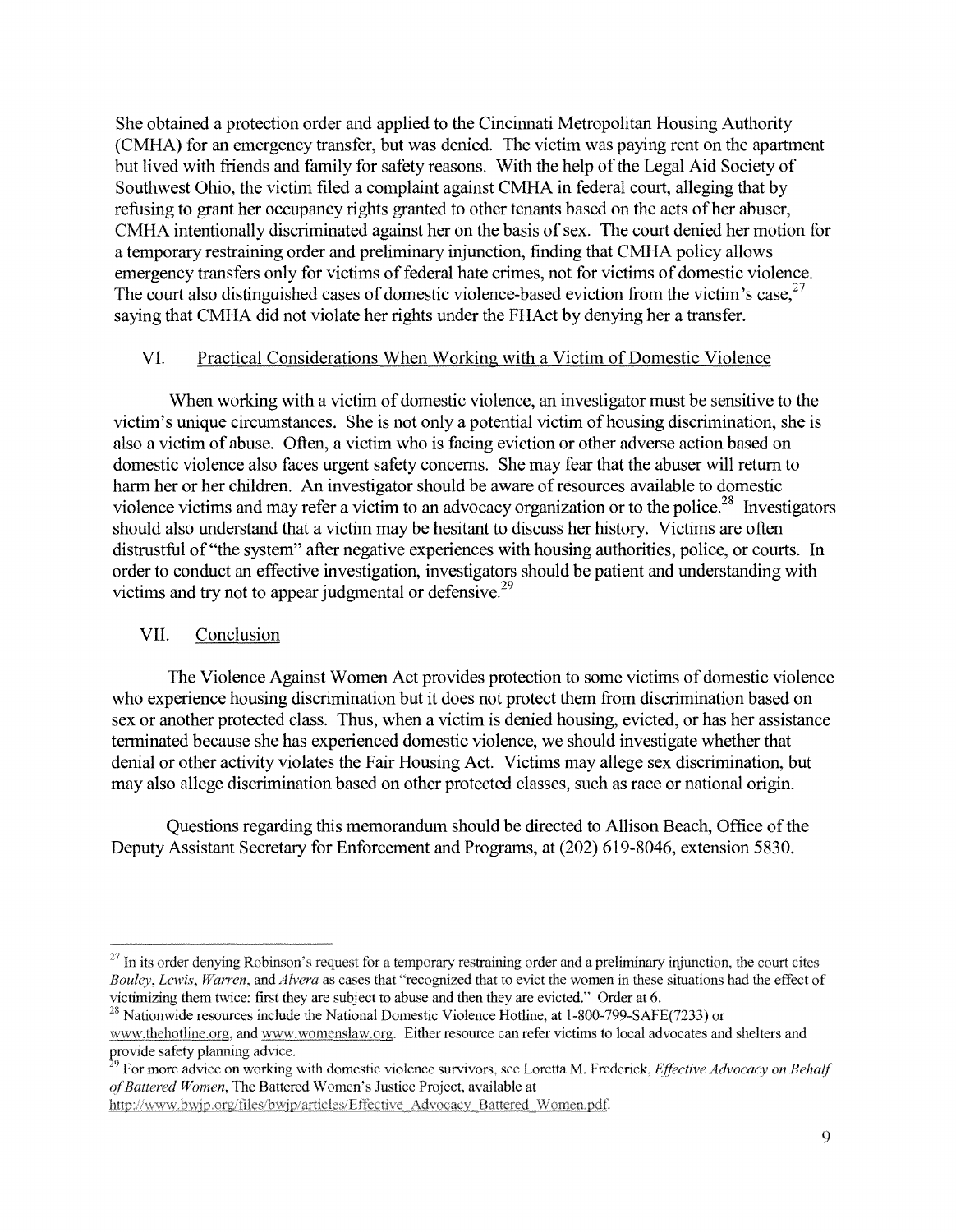She obtained a protection order and applied to the Cincinnati Metropolitan Housing Authority (CMHA) for an emergency transfer, but was denied. The victim was paying rent on the apartment but lived with friends and family for safety reasons. With the help of the Legal Aid Society of Southwest Ohio, the victim filed a complaint against CMHA in federal court, alleging that by refusing to grant her occupancy rights granted to other tenants based on the acts of her abuser, CMHA intentionally discriminated against her on the basis of sex. The court denied her motion for a temporary restraining order and preliminary injunction, finding that CMHA policy allows emergency transfers only for victims of federal hate crimes, not for victims of domestic violence. The court also distinguished cases of domestic violence-based eviction from the victim's case,[27] saying that CMHA did not violate her rights under the FHAct by denying her a transfer.

## VI. Practical Considerations When Working with a Victim of Domestic Violence

When working with a victim of domestic violence, an investigator must be sensitive to the victim's unique circumstances. She is not only a potential victim of housing discrimination, she is also a victim of abuse. Often, a victim who is facing eviction or other adverse action based on domestic violence also faces urgent safety concerns. She may fear that the abuser will return to harm her or her children. An investigator should be aware of resources available to domestic violence victims and may refer a victim to an advocacy organization or to the police.[28] Investigators should also understand that a victim may be hesitant to discuss her history. Victims are often distrustful of "the system" after negative experiences with housing authorities, police, or courts. In order to conduct an effective investigation, investigators should be patient and understanding with victims and try not to appear judgmental or defensive.[29]

## VII. Conclusion

The Violence Against Women Act provides protection to some victims of domestic violence who experience housing discrimination but it does not protect them from discrimination based on sex or another protected class. Thus, when a victim is denied housing, evicted, or has her assistance terminated because she has experienced domestic violence, we should investigate whether that denial or other activity violates the Fair Housing Act. Victims may allege sex discrimination, but may also allege discrimination based on other protected classes, such as race or national origin.

Questions regarding this memorandum should be directed to Allison Beach, Office of the Deputy Assistant Secretary for Enforcement and Programs, at (202) 619-8046, extension 5830.

---

[27] In its order denying Robinson's request for a temporary restraining order and a preliminary injunction, the court cites *Bouley*, *Lewis*, *Warren*, and *Alvera* as cases that "recognized that to evict the women in these situations had the effect of victimizing them twice: first they are subject to abuse and then they are evicted." Order at 6.

[28] Nationwide resources include the National Domestic Violence Hotline, at 1-800-799-SAFE(7233) or www.thehotline.org, and www.womenslaw.org. Either resource can refer victims to local advocates and shelters and provide safety planning advice.

[29] For more advice on working with domestic violence survivors, see Loretta M. Frederick, *Effective Advocacy on Behalf of Battered Women*, The Battered Women's Justice Project, available at http://www.bwjp.org/files/bwjp/articles/Effective_Advocacy_Battered_Women.pdf.